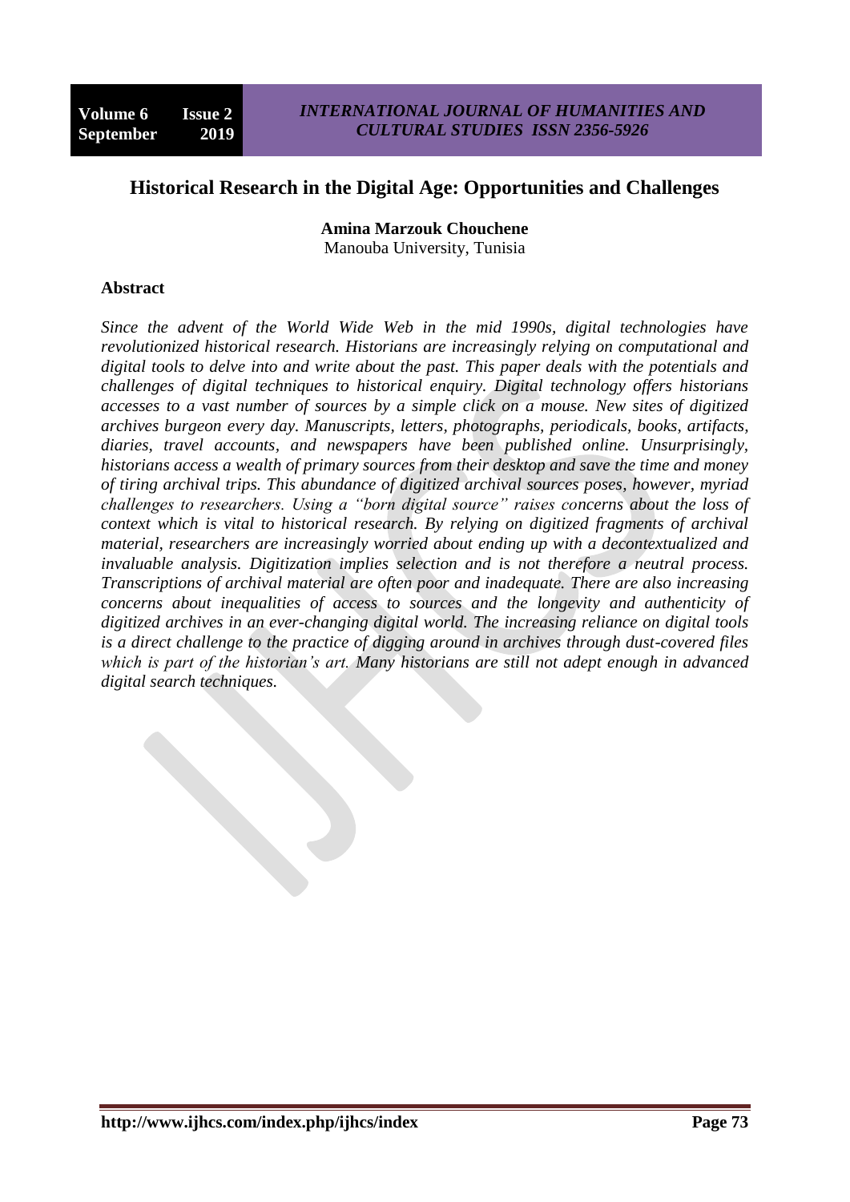# Historical Research in the Digital Age: Opportunities and Challenges

**Amina Marzouk Chouchene**
Manouba University, Tunisia

## Abstract

*Since the advent of the World Wide Web in the mid 1990s, digital technologies have revolutionized historical research. Historians are increasingly relying on computational and digital tools to delve into and write about the past. This paper deals with the potentials and challenges of digital techniques to historical enquiry. Digital technology offers historians accesses to a vast number of sources by a simple click on a mouse. New sites of digitized archives burgeon every day. Manuscripts, letters, photographs, periodicals, books, artifacts, diaries, travel accounts, and newspapers have been published online. Unsurprisingly, historians access a wealth of primary sources from their desktop and save the time and money of tiring archival trips. This abundance of digitized archival sources poses, however, myriad challenges to researchers. Using a "born digital source" raises concerns about the loss of context which is vital to historical research. By relying on digitized fragments of archival material, researchers are increasingly worried about ending up with a decontextualized and invaluable analysis. Digitization implies selection and is not therefore a neutral process. Transcriptions of archival material are often poor and inadequate. There are also increasing concerns about inequalities of access to sources and the longevity and authenticity of digitized archives in an ever-changing digital world. The increasing reliance on digital tools is a direct challenge to the practice of digging around in archives through dust-covered files which is part of the historian's art. Many historians are still not adept enough in advanced digital search techniques.*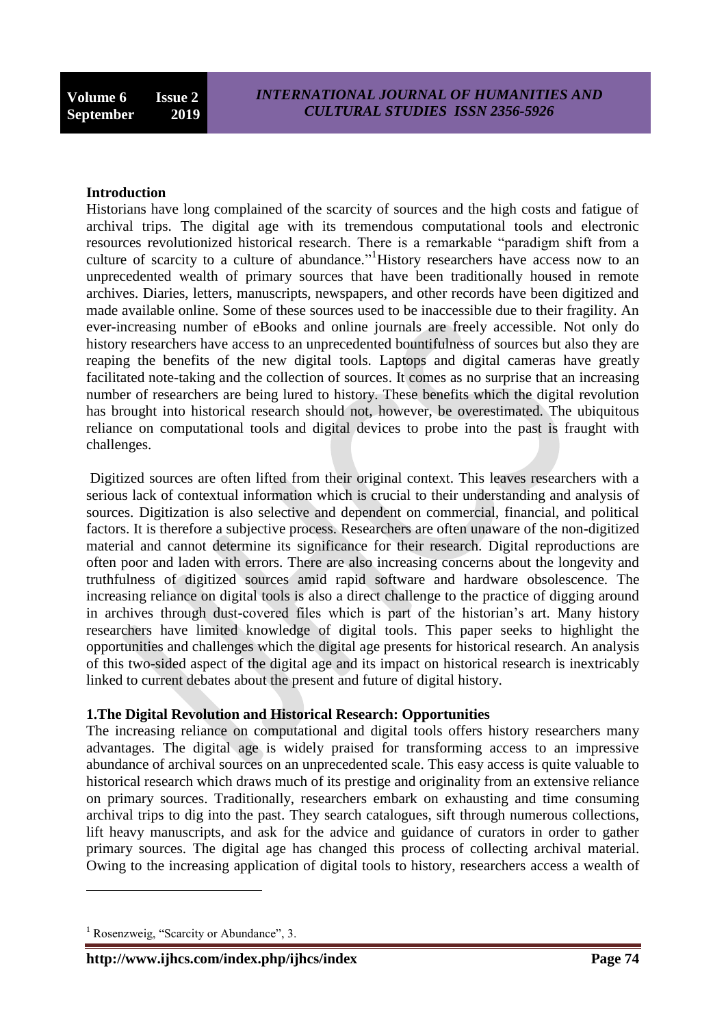## Introduction

Historians have long complained of the scarcity of sources and the high costs and fatigue of archival trips. The digital age with its tremendous computational tools and electronic resources revolutionized historical research. There is a remarkable "paradigm shift from a culture of scarcity to a culture of abundance."[1]History researchers have access now to an unprecedented wealth of primary sources that have been traditionally housed in remote archives. Diaries, letters, manuscripts, newspapers, and other records have been digitized and made available online. Some of these sources used to be inaccessible due to their fragility. An ever-increasing number of eBooks and online journals are freely accessible. Not only do history researchers have access to an unprecedented bountifulness of sources but also they are reaping the benefits of the new digital tools. Laptops and digital cameras have greatly facilitated note-taking and the collection of sources. It comes as no surprise that an increasing number of researchers are being lured to history. These benefits which the digital revolution has brought into historical research should not, however, be overestimated. The ubiquitous reliance on computational tools and digital devices to probe into the past is fraught with challenges.

Digitized sources are often lifted from their original context. This leaves researchers with a serious lack of contextual information which is crucial to their understanding and analysis of sources. Digitization is also selective and dependent on commercial, financial, and political factors. It is therefore a subjective process. Researchers are often unaware of the non-digitized material and cannot determine its significance for their research. Digital reproductions are often poor and laden with errors. There are also increasing concerns about the longevity and truthfulness of digitized sources amid rapid software and hardware obsolescence. The increasing reliance on digital tools is also a direct challenge to the practice of digging around in archives through dust-covered files which is part of the historian's art. Many history researchers have limited knowledge of digital tools. This paper seeks to highlight the opportunities and challenges which the digital age presents for historical research. An analysis of this two-sided aspect of the digital age and its impact on historical research is inextricably linked to current debates about the present and future of digital history.

## 1.The Digital Revolution and Historical Research: Opportunities

The increasing reliance on computational and digital tools offers history researchers many advantages. The digital age is widely praised for transforming access to an impressive abundance of archival sources on an unprecedented scale. This easy access is quite valuable to historical research which draws much of its prestige and originality from an extensive reliance on primary sources. Traditionally, researchers embark on exhausting and time consuming archival trips to dig into the past. They search catalogues, sift through numerous collections, lift heavy manuscripts, and ask for the advice and guidance of curators in order to gather primary sources. The digital age has changed this process of collecting archival material. Owing to the increasing application of digital tools to history, researchers access a wealth of

---

[1] Rosenzweig, "Scarcity or Abundance", 3.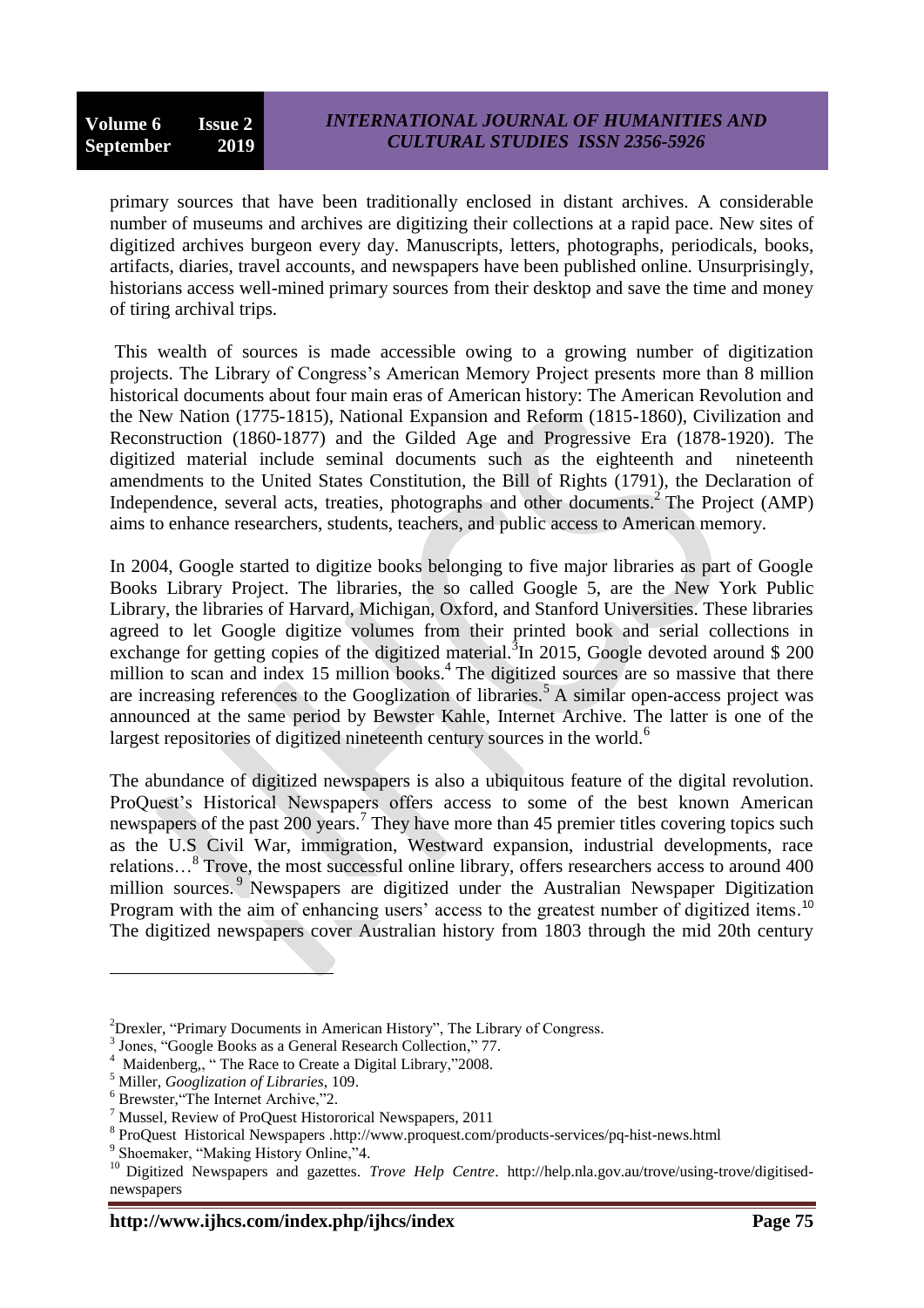primary sources that have been traditionally enclosed in distant archives. A considerable number of museums and archives are digitizing their collections at a rapid pace. New sites of digitized archives burgeon every day. Manuscripts, letters, photographs, periodicals, books, artifacts, diaries, travel accounts, and newspapers have been published online. Unsurprisingly, historians access well-mined primary sources from their desktop and save the time and money of tiring archival trips.

This wealth of sources is made accessible owing to a growing number of digitization projects. The Library of Congress's American Memory Project presents more than 8 million historical documents about four main eras of American history: The American Revolution and the New Nation (1775-1815), National Expansion and Reform (1815-1860), Civilization and Reconstruction (1860-1877) and the Gilded Age and Progressive Era (1878-1920). The digitized material include seminal documents such as the eighteenth and nineteenth amendments to the United States Constitution, the Bill of Rights (1791), the Declaration of Independence, several acts, treaties, photographs and other documents.[2] The Project (AMP) aims to enhance researchers, students, teachers, and public access to American memory.

In 2004, Google started to digitize books belonging to five major libraries as part of Google Books Library Project. The libraries, the so called Google 5, are the New York Public Library, the libraries of Harvard, Michigan, Oxford, and Stanford Universities. These libraries agreed to let Google digitize volumes from their printed book and serial collections in exchange for getting copies of the digitized material.[3]In 2015, Google devoted around $ 200 million to scan and index 15 million books.[4] The digitized sources are so massive that there are increasing references to the Googlization of libraries.[5] A similar open-access project was announced at the same period by Bewster Kahle, Internet Archive. The latter is one of the largest repositories of digitized nineteenth century sources in the world.[6]

The abundance of digitized newspapers is also a ubiquitous feature of the digital revolution. ProQuest's Historical Newspapers offers access to some of the best known American newspapers of the past 200 years.[7] They have more than 45 premier titles covering topics such as the U.S Civil War, immigration, Westward expansion, industrial developments, race relations…[8] Trove, the most successful online library, offers researchers access to around 400 million sources.[9] Newspapers are digitized under the Australian Newspaper Digitization Program with the aim of enhancing users' access to the greatest number of digitized items.[10] The digitized newspapers cover Australian history from 1803 through the mid 20th century

---

[2]Drexler, "Primary Documents in American History", The Library of Congress.

[3] Jones, "Google Books as a General Research Collection," 77.

[4] Maidenberg,, " The Race to Create a Digital Library,"2008.

[5] Miller, *Googlization of Libraries*, 109.

[6] Brewster,"The Internet Archive,"2.

[7] Mussel, Review of ProQuest Histororical Newspapers, 2011

[8] ProQuest Historical Newspapers .http://www.proquest.com/products-services/pq-hist-news.html

[9] Shoemaker, "Making History Online,"4.

[10] Digitized Newspapers and gazettes. *Trove Help Centre*. http://help.nla.gov.au/trove/using-trove/digitised-newspapers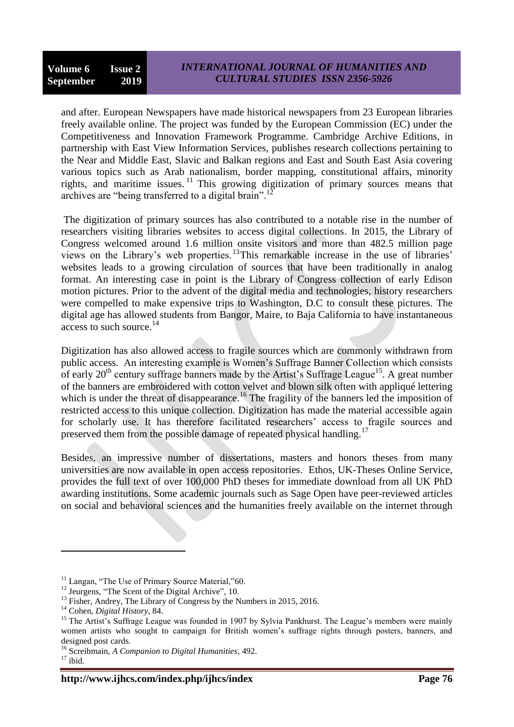and after. European Newspapers have made historical newspapers from 23 European libraries freely available online. The project was funded by the European Commission (EC) under the Competitiveness and Innovation Framework Programme. Cambridge Archive Editions, in partnership with East View Information Services, publishes research collections pertaining to the Near and Middle East, Slavic and Balkan regions and East and South East Asia covering various topics such as Arab nationalism, border mapping, constitutional affairs, minority rights, and maritime issues.[11] This growing digitization of primary sources means that archives are "being transferred to a digital brain".[12]

The digitization of primary sources has also contributed to a notable rise in the number of researchers visiting libraries websites to access digital collections. In 2015, the Library of Congress welcomed around 1.6 million onsite visitors and more than 482.5 million page views on the Library's web properties.[13]This remarkable increase in the use of libraries' websites leads to a growing circulation of sources that have been traditionally in analog format. An interesting case in point is the Library of Congress collection of early Edison motion pictures. Prior to the advent of the digital media and technologies, history researchers were compelled to make expensive trips to Washington, D.C to consult these pictures. The digital age has allowed students from Bangor, Maire, to Baja California to have instantaneous access to such source.[14]

Digitization has also allowed access to fragile sources which are commonly withdrawn from public access. An interesting example is Women's Suffrage Banner Collection which consists of early 20th century suffrage banners made by the Artist's Suffrage League[15]. A great number of the banners are embroidered with cotton velvet and blown silk often with appliqué lettering which is under the threat of disappearance.[16] The fragility of the banners led the imposition of restricted access to this unique collection. Digitization has made the material accessible again for scholarly use. It has therefore facilitated researchers' access to fragile sources and preserved them from the possible damage of repeated physical handling.[17]

Besides, an impressive number of dissertations, masters and honors theses from many universities are now available in open access repositories. Ethos, UK-Theses Online Service, provides the full text of over 100,000 PhD theses for immediate download from all UK PhD awarding institutions. Some academic journals such as Sage Open have peer-reviewed articles on social and behavioral sciences and the humanities freely available on the internet through

---

[11] Langan, "The Use of Primary Source Material,"60.

[12] Jeurgens, "The Scent of the Digital Archive", 10.

[13] Fisher, Andrey, The Library of Congress by the Numbers in 2015, 2016.

[14] Cohen, *Digital History,* 84.

[15] The Artist's Suffrage League was founded in 1907 by Sylvia Pankhurst. The League's members were mainly women artists who sought to campaign for British women's suffrage rights through posters, banners, and designed post cards.

[16] Screibmain, *A Companion to Digital Humanities,* 492.

[17] ibid.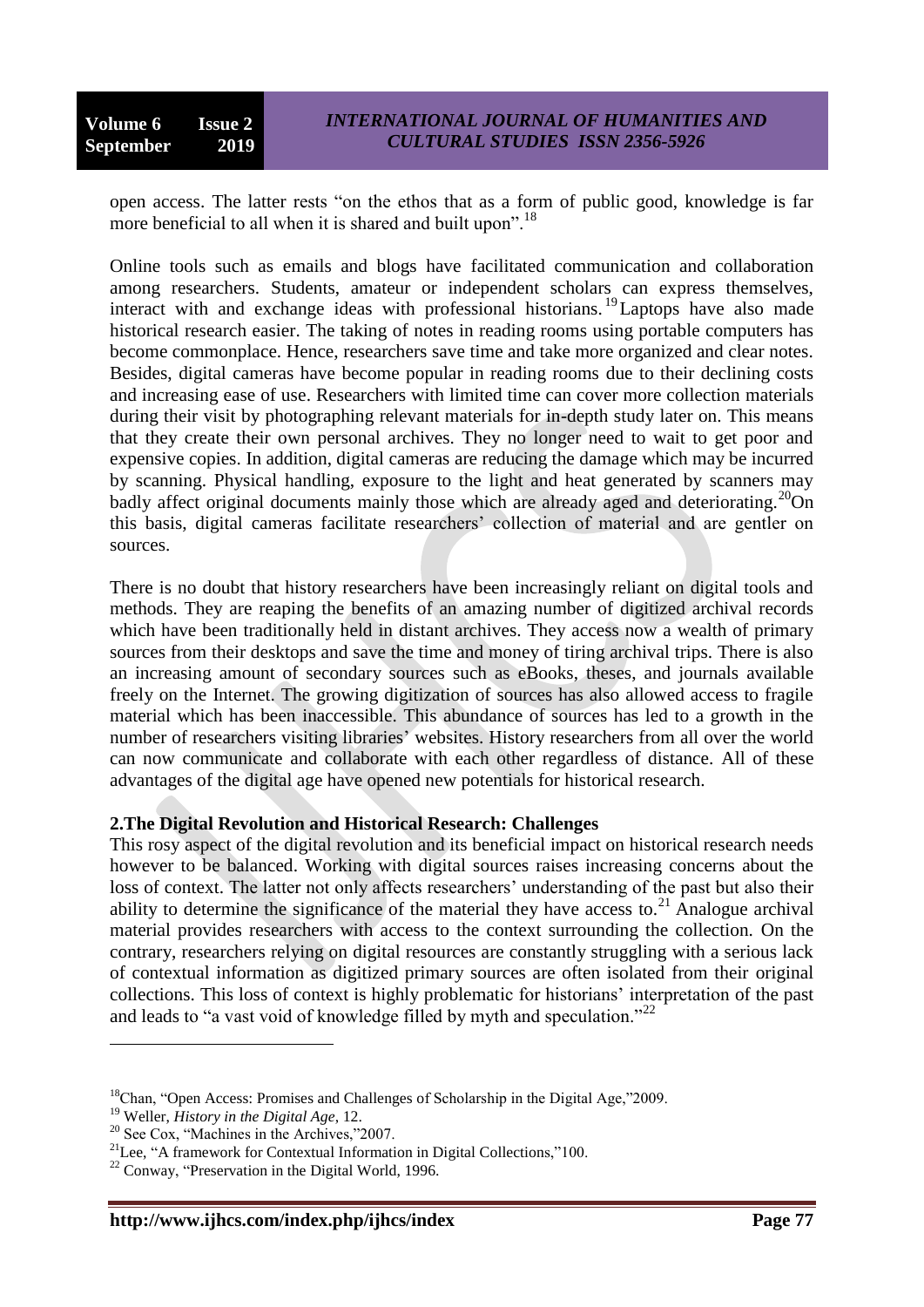open access. The latter rests "on the ethos that as a form of public good, knowledge is far more beneficial to all when it is shared and built upon".[18]

Online tools such as emails and blogs have facilitated communication and collaboration among researchers. Students, amateur or independent scholars can express themselves, interact with and exchange ideas with professional historians.[19] Laptops have also made historical research easier. The taking of notes in reading rooms using portable computers has become commonplace. Hence, researchers save time and take more organized and clear notes. Besides, digital cameras have become popular in reading rooms due to their declining costs and increasing ease of use. Researchers with limited time can cover more collection materials during their visit by photographing relevant materials for in-depth study later on. This means that they create their own personal archives. They no longer need to wait to get poor and expensive copies. In addition, digital cameras are reducing the damage which may be incurred by scanning. Physical handling, exposure to the light and heat generated by scanners may badly affect original documents mainly those which are already aged and deteriorating.[20] On this basis, digital cameras facilitate researchers' collection of material and are gentler on sources.

There is no doubt that history researchers have been increasingly reliant on digital tools and methods. They are reaping the benefits of an amazing number of digitized archival records which have been traditionally held in distant archives. They access now a wealth of primary sources from their desktops and save the time and money of tiring archival trips. There is also an increasing amount of secondary sources such as eBooks, theses, and journals available freely on the Internet. The growing digitization of sources has also allowed access to fragile material which has been inaccessible. This abundance of sources has led to a growth in the number of researchers visiting libraries' websites. History researchers from all over the world can now communicate and collaborate with each other regardless of distance. All of these advantages of the digital age have opened new potentials for historical research.

## 2.The Digital Revolution and Historical Research: Challenges

This rosy aspect of the digital revolution and its beneficial impact on historical research needs however to be balanced. Working with digital sources raises increasing concerns about the loss of context. The latter not only affects researchers' understanding of the past but also their ability to determine the significance of the material they have access to.[21] Analogue archival material provides researchers with access to the context surrounding the collection. On the contrary, researchers relying on digital resources are constantly struggling with a serious lack of contextual information as digitized primary sources are often isolated from their original collections. This loss of context is highly problematic for historians' interpretation of the past and leads to "a vast void of knowledge filled by myth and speculation."[22]

---

[18] Chan, "Open Access: Promises and Challenges of Scholarship in the Digital Age,"2009.

[19] Weller, *History in the Digital Age*, 12.

[20] See Cox, "Machines in the Archives,"2007.

[21] Lee, "A framework for Contextual Information in Digital Collections,"100.

[22] Conway, "Preservation in the Digital World, 1996.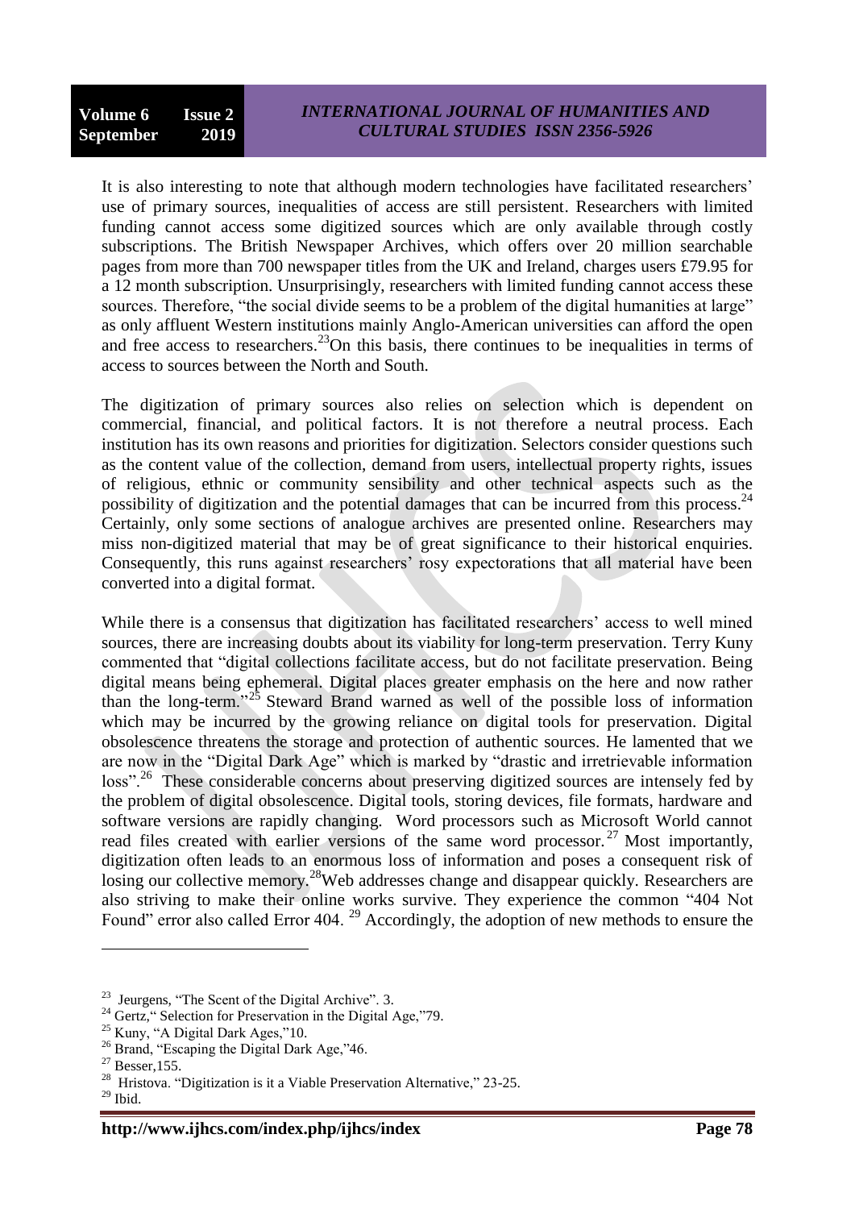It is also interesting to note that although modern technologies have facilitated researchers' use of primary sources, inequalities of access are still persistent. Researchers with limited funding cannot access some digitized sources which are only available through costly subscriptions. The British Newspaper Archives, which offers over 20 million searchable pages from more than 700 newspaper titles from the UK and Ireland, charges users £79.95 for a 12 month subscription. Unsurprisingly, researchers with limited funding cannot access these sources. Therefore, "the social divide seems to be a problem of the digital humanities at large" as only affluent Western institutions mainly Anglo-American universities can afford the open and free access to researchers.[23]On this basis, there continues to be inequalities in terms of access to sources between the North and South.

The digitization of primary sources also relies on selection which is dependent on commercial, financial, and political factors. It is not therefore a neutral process. Each institution has its own reasons and priorities for digitization. Selectors consider questions such as the content value of the collection, demand from users, intellectual property rights, issues of religious, ethnic or community sensibility and other technical aspects such as the possibility of digitization and the potential damages that can be incurred from this process.[24] Certainly, only some sections of analogue archives are presented online. Researchers may miss non-digitized material that may be of great significance to their historical enquiries. Consequently, this runs against researchers' rosy expectorations that all material have been converted into a digital format.

While there is a consensus that digitization has facilitated researchers' access to well mined sources, there are increasing doubts about its viability for long-term preservation. Terry Kuny commented that "digital collections facilitate access, but do not facilitate preservation. Being digital means being ephemeral. Digital places greater emphasis on the here and now rather than the long-term."[25] Steward Brand warned as well of the possible loss of information which may be incurred by the growing reliance on digital tools for preservation. Digital obsolescence threatens the storage and protection of authentic sources. He lamented that we are now in the "Digital Dark Age" which is marked by "drastic and irretrievable information loss".[26] These considerable concerns about preserving digitized sources are intensely fed by the problem of digital obsolescence. Digital tools, storing devices, file formats, hardware and software versions are rapidly changing. Word processors such as Microsoft World cannot read files created with earlier versions of the same word processor.[27] Most importantly, digitization often leads to an enormous loss of information and poses a consequent risk of losing our collective memory.[28]Web addresses change and disappear quickly. Researchers are also striving to make their online works survive. They experience the common "404 Not Found" error also called Error 404.[29] Accordingly, the adoption of new methods to ensure the

---

[23] Jeurgens, "The Scent of the Digital Archive". 3.

[24] Gertz," Selection for Preservation in the Digital Age,"79.

[25] Kuny, "A Digital Dark Ages,"10.

[26] Brand, "Escaping the Digital Dark Age,"46.

[27] Besser,155.

[28] Hristova. "Digitization is it a Viable Preservation Alternative," 23-25.

[29] Ibid.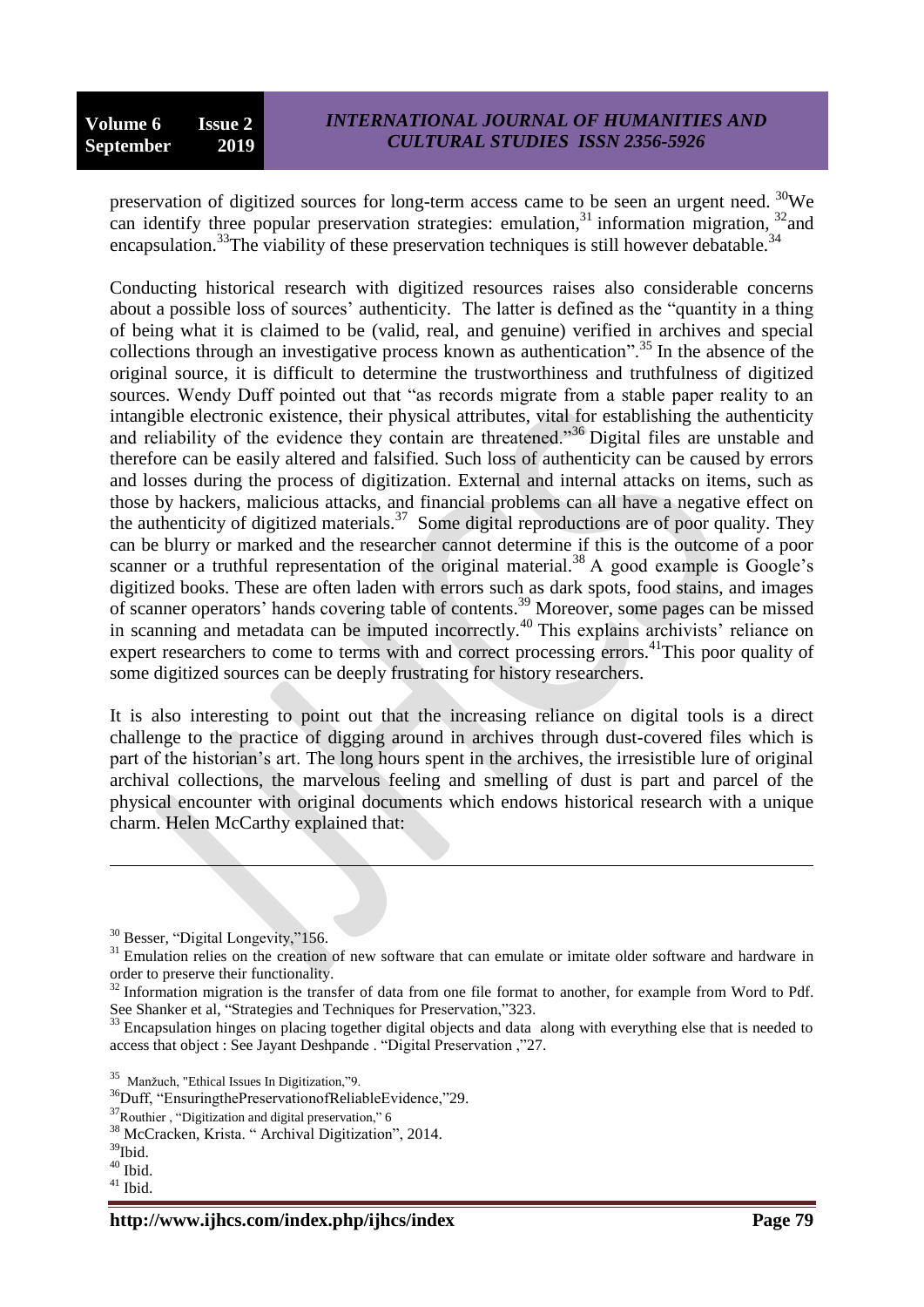preservation of digitized sources for long-term access came to be seen an urgent need. [30]We can identify three popular preservation strategies: emulation,[31] information migration, [32]and encapsulation.[33]The viability of these preservation techniques is still however debatable.[34]

Conducting historical research with digitized resources raises also considerable concerns about a possible loss of sources' authenticity. The latter is defined as the "quantity in a thing of being what it is claimed to be (valid, real, and genuine) verified in archives and special collections through an investigative process known as authentication".[35] In the absence of the original source, it is difficult to determine the trustworthiness and truthfulness of digitized sources. Wendy Duff pointed out that "as records migrate from a stable paper reality to an intangible electronic existence, their physical attributes, vital for establishing the authenticity and reliability of the evidence they contain are threatened."[36] Digital files are unstable and therefore can be easily altered and falsified. Such loss of authenticity can be caused by errors and losses during the process of digitization. External and internal attacks on items, such as those by hackers, malicious attacks, and financial problems can all have a negative effect on the authenticity of digitized materials.[37] Some digital reproductions are of poor quality. They can be blurry or marked and the researcher cannot determine if this is the outcome of a poor scanner or a truthful representation of the original material.[38] A good example is Google's digitized books. These are often laden with errors such as dark spots, food stains, and images of scanner operators' hands covering table of contents.[39] Moreover, some pages can be missed in scanning and metadata can be imputed incorrectly.[40] This explains archivists' reliance on expert researchers to come to terms with and correct processing errors.[41]This poor quality of some digitized sources can be deeply frustrating for history researchers.

It is also interesting to point out that the increasing reliance on digital tools is a direct challenge to the practice of digging around in archives through dust-covered files which is part of the historian's art. The long hours spent in the archives, the irresistible lure of original archival collections, the marvelous feeling and smelling of dust is part and parcel of the physical encounter with original documents which endows historical research with a unique charm. Helen McCarthy explained that:

---

[30] Besser, "Digital Longevity,"156.

[31] Emulation relies on the creation of new software that can emulate or imitate older software and hardware in order to preserve their functionality.

[32] Information migration is the transfer of data from one file format to another, for example from Word to Pdf. See Shanker et al, "Strategies and Techniques for Preservation,"323.

[33] Encapsulation hinges on placing together digital objects and data along with everything else that is needed to access that object : See Jayant Deshpande . "Digital Preservation ,"27.

[35] Manžuch, "Ethical Issues In Digitization,"9.

[36] Duff, "EnsuringthePreservationofReliableEvidence,"29.

[37] Routhier , "Digitization and digital preservation," 6

[38] McCracken, Krista. " Archival Digitization", 2014.

[39] Ibid.

[40] Ibid.

[41] Ibid.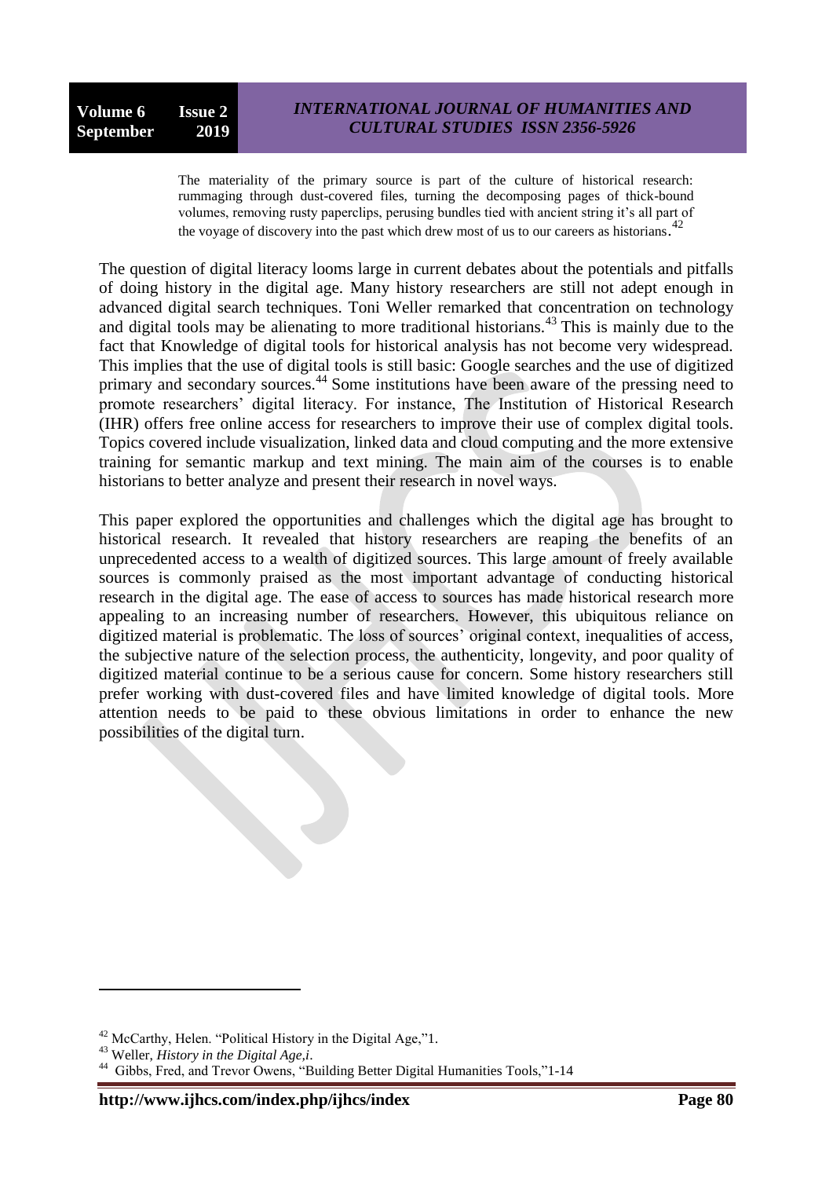> The materiality of the primary source is part of the culture of historical research: rummaging through dust-covered files, turning the decomposing pages of thick-bound volumes, removing rusty paperclips, perusing bundles tied with ancient string it's all part of the voyage of discovery into the past which drew most of us to our careers as historians.[42]

The question of digital literacy looms large in current debates about the potentials and pitfalls of doing history in the digital age. Many history researchers are still not adept enough in advanced digital search techniques. Toni Weller remarked that concentration on technology and digital tools may be alienating to more traditional historians.[43] This is mainly due to the fact that Knowledge of digital tools for historical analysis has not become very widespread. This implies that the use of digital tools is still basic: Google searches and the use of digitized primary and secondary sources.[44] Some institutions have been aware of the pressing need to promote researchers' digital literacy. For instance, The Institution of Historical Research (IHR) offers free online access for researchers to improve their use of complex digital tools. Topics covered include visualization, linked data and cloud computing and the more extensive training for semantic markup and text mining. The main aim of the courses is to enable historians to better analyze and present their research in novel ways.

This paper explored the opportunities and challenges which the digital age has brought to historical research. It revealed that history researchers are reaping the benefits of an unprecedented access to a wealth of digitized sources. This large amount of freely available sources is commonly praised as the most important advantage of conducting historical research in the digital age. The ease of access to sources has made historical research more appealing to an increasing number of researchers. However, this ubiquitous reliance on digitized material is problematic. The loss of sources' original context, inequalities of access, the subjective nature of the selection process, the authenticity, longevity, and poor quality of digitized material continue to be a serious cause for concern. Some history researchers still prefer working with dust-covered files and have limited knowledge of digital tools. More attention needs to be paid to these obvious limitations in order to enhance the new possibilities of the digital turn.

---

[42] McCarthy, Helen. "Political History in the Digital Age,"1.

[43] Weller, *History in the Digital Age,i*.

[44] Gibbs, Fred, and Trevor Owens, "Building Better Digital Humanities Tools,"1-14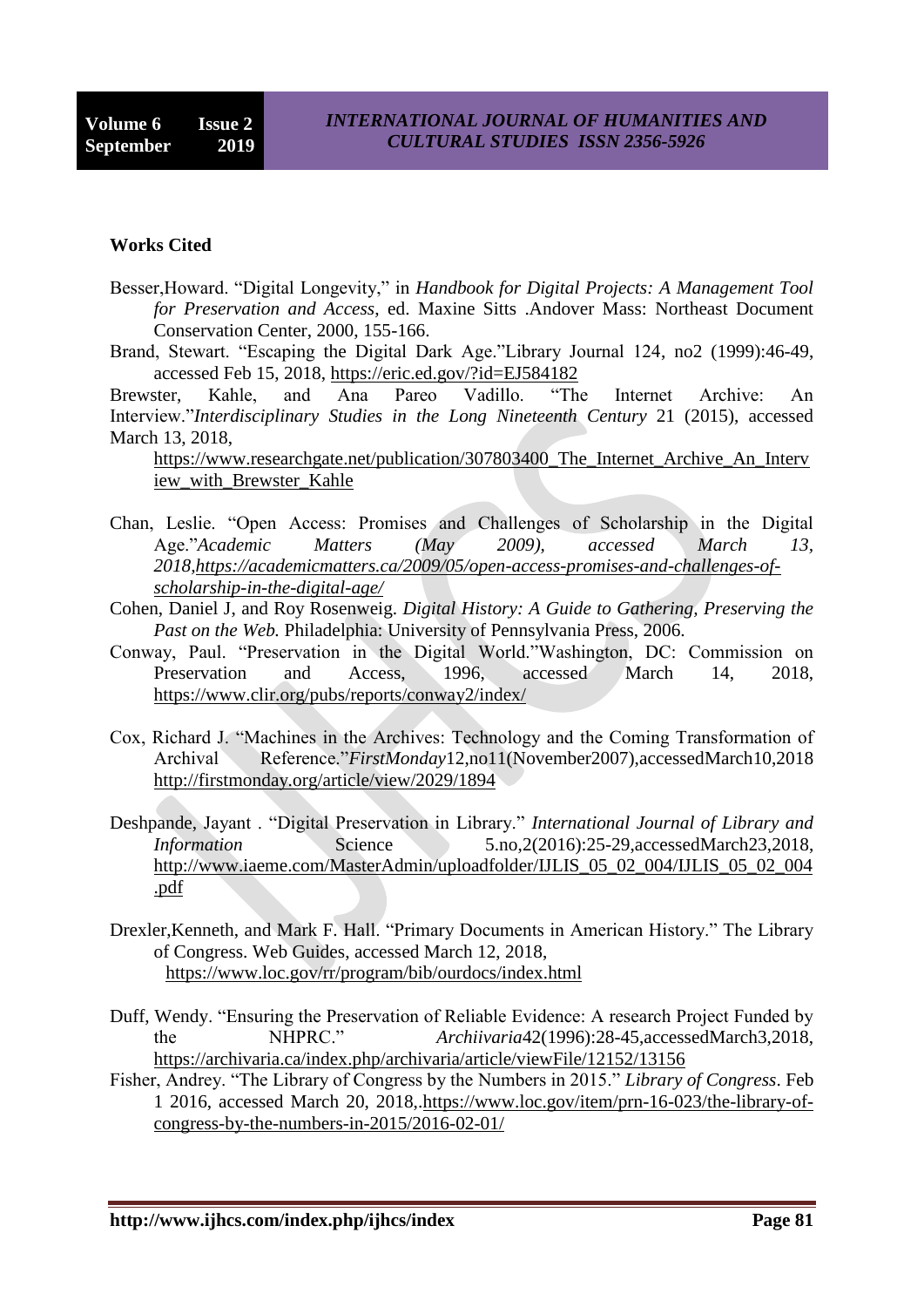**Works Cited**

Besser,Howard. "Digital Longevity," in *Handbook for Digital Projects: A Management Tool for Preservation and Access,* ed. Maxine Sitts .Andover Mass: Northeast Document Conservation Center, 2000, 155-166.

Brand, Stewart. "Escaping the Digital Dark Age."Library Journal 124, no2 (1999):46-49, accessed Feb 15, 2018, https://eric.ed.gov/?id=EJ584182

Brewster, Kahle, and Ana Pareo Vadillo. "The Internet Archive: An Interview."*Interdisciplinary Studies in the Long Nineteenth Century* 21 (2015), accessed March 13, 2018,

https://www.researchgate.net/publication/307803400_The_Internet_Archive_An_Interview_with_Brewster_Kahle

Chan, Leslie. "Open Access: Promises and Challenges of Scholarship in the Digital Age."*Academic Matters (May 2009), accessed March 13, 2018,https://academicmatters.ca/2009/05/open-access-promises-and-challenges-of-scholarship-in-the-digital-age/*

Cohen, Daniel J, and Roy Rosenweig. *Digital History: A Guide to Gathering, Preserving the Past on the Web.* Philadelphia: University of Pennsylvania Press, 2006.

Conway, Paul. "Preservation in the Digital World."Washington, DC: Commission on Preservation and Access, 1996, accessed March 14, 2018, https://www.clir.org/pubs/reports/conway2/index/

Cox, Richard J. "Machines in the Archives: Technology and the Coming Transformation of Archival Reference."*FirstMonday*12,no11(November2007),accessedMarch10,2018 http://firstmonday.org/article/view/2029/1894

Deshpande, Jayant . "Digital Preservation in Library." *International Journal of Library and Information* Science 5.no,2(2016):25-29,accessedMarch23,2018, http://www.iaeme.com/MasterAdmin/uploadfolder/IJLIS_05_02_004/IJLIS_05_02_004.pdf

Drexler,Kenneth, and Mark F. Hall. "Primary Documents in American History." The Library of Congress. Web Guides, accessed March 12, 2018, https://www.loc.gov/rr/program/bib/ourdocs/index.html

Duff, Wendy. "Ensuring the Preservation of Reliable Evidence: A research Project Funded by the NHPRC." *Archiivaria*42(1996):28-45,accessedMarch3,2018, https://archivaria.ca/index.php/archivaria/article/viewFile/12152/13156

Fisher, Andrey. "The Library of Congress by the Numbers in 2015." *Library of Congress*. Feb 1 2016, accessed March 20, 2018,.https://www.loc.gov/item/prn-16-023/the-library-of-congress-by-the-numbers-in-2015/2016-02-01/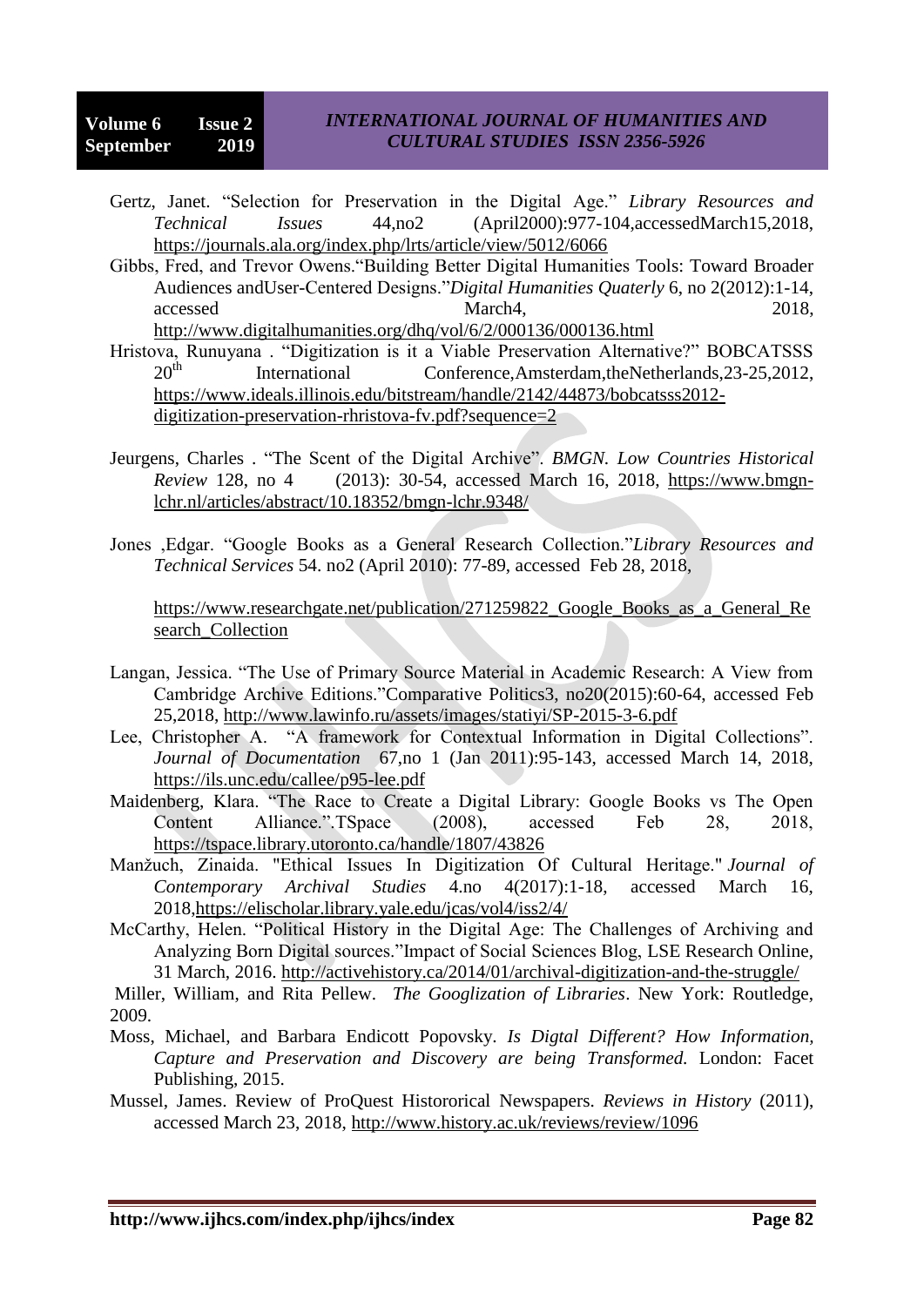Gertz, Janet. "Selection for Preservation in the Digital Age." *Library Resources and Technical Issues* 44,no2 (April2000):977-104,accessedMarch15,2018, https://journals.ala.org/index.php/lrts/article/view/5012/6066

Gibbs, Fred, and Trevor Owens."Building Better Digital Humanities Tools: Toward Broader Audiences andUser-Centered Designs."*Digital Humanities Quaterly* 6, no 2(2012):1-14, accessed March4, 2018, http://www.digitalhumanities.org/dhq/vol/6/2/000136/000136.html

Hristova, Runuyana . "Digitization is it a Viable Preservation Alternative?" BOBCATSSS 20th International Conference,Amsterdam,theNetherlands,23-25,2012, https://www.ideals.illinois.edu/bitstream/handle/2142/44873/bobcatsss2012-digitization-preservation-rhristova-fv.pdf?sequence=2

Jeurgens, Charles . "The Scent of the Digital Archive". *BMGN. Low Countries Historical Review* 128, no 4 (2013): 30-54, accessed March 16, 2018, https://www.bmgn-lchr.nl/articles/abstract/10.18352/bmgn-lchr.9348/

Jones ,Edgar. "Google Books as a General Research Collection."*Library Resources and Technical Services* 54. no2 (April 2010): 77-89, accessed Feb 28, 2018,

https://www.researchgate.net/publication/271259822_Google_Books_as_a_General_Research_Collection

Langan, Jessica. "The Use of Primary Source Material in Academic Research: A View from Cambridge Archive Editions."Comparative Politics3, no20(2015):60-64, accessed Feb 25,2018, http://www.lawinfo.ru/assets/images/statiyi/SP-2015-3-6.pdf

Lee, Christopher A. "A framework for Contextual Information in Digital Collections". *Journal of Documentation* 67,no 1 (Jan 2011):95-143, accessed March 14, 2018, https://ils.unc.edu/callee/p95-lee.pdf

Maidenberg, Klara. "The Race to Create a Digital Library: Google Books vs The Open Content Alliance.".TSpace (2008), accessed Feb 28, 2018, https://tspace.library.utoronto.ca/handle/1807/43826

Manžuch, Zinaida. "Ethical Issues In Digitization Of Cultural Heritage." *Journal of Contemporary Archival Studies* 4.no 4(2017):1-18, accessed March 16, 2018,https://elischolar.library.yale.edu/jcas/vol4/iss2/4/

McCarthy, Helen. "Political History in the Digital Age: The Challenges of Archiving and Analyzing Born Digital sources."Impact of Social Sciences Blog, LSE Research Online, 31 March, 2016. http://activehistory.ca/2014/01/archival-digitization-and-the-struggle/

Miller, William, and Rita Pellew. *The Googlization of Libraries*. New York: Routledge, 2009.

Moss, Michael, and Barbara Endicott Popovsky. *Is Digtal Different? How Information, Capture and Preservation and Discovery are being Transformed.* London: Facet Publishing, 2015.

Mussel, James. Review of ProQuest Histororical Newspapers. *Reviews in History* (2011), accessed March 23, 2018, http://www.history.ac.uk/reviews/review/1096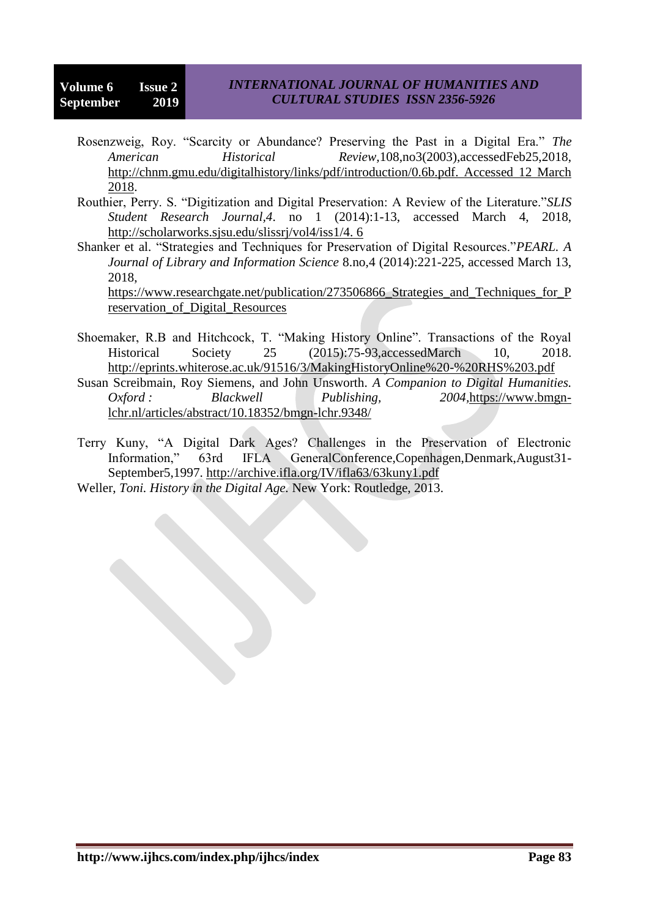Rosenzweig, Roy. "Scarcity or Abundance? Preserving the Past in a Digital Era." *The American Historical Review*,108,no3(2003),accessedFeb25,2018, http://chnm.gmu.edu/digitalhistory/links/pdf/introduction/0.6b.pdf. Accessed 12 March 2018.

Routhier, Perry. S. "Digitization and Digital Preservation: A Review of the Literature."*SLIS Student Research Journal*,*4*. no 1 (2014):1-13, accessed March 4, 2018, http://scholarworks.sjsu.edu/slissrj/vol4/iss1/4. 6

Shanker et al. "Strategies and Techniques for Preservation of Digital Resources."*PEARL. A Journal of Library and Information Science* 8.no,4 (2014):221-225, accessed March 13, 2018, https://www.researchgate.net/publication/273506866_Strategies_and_Techniques_for_Preservation_of_Digital_Resources

Shoemaker, R.B and Hitchcock, T. "Making History Online". Transactions of the Royal Historical Society 25 (2015):75-93,accessedMarch 10, 2018. http://eprints.whiterose.ac.uk/91516/3/MakingHistoryOnline%20-%20RHS%203.pdf

Susan Screibmain, Roy Siemens, and John Unsworth. *A Companion to Digital Humanities. Oxford : Blackwell Publishing, 2004*,https://www.bmgn-lchr.nl/articles/abstract/10.18352/bmgn-lchr.9348/

Terry Kuny, "A Digital Dark Ages? Challenges in the Preservation of Electronic Information," 63rd IFLA GeneralConference,Copenhagen,Denmark,August31-September5,1997. http://archive.ifla.org/IV/ifla63/63kuny1.pdf

Weller, *Toni. History in the Digital Age.* New York: Routledge, 2013.